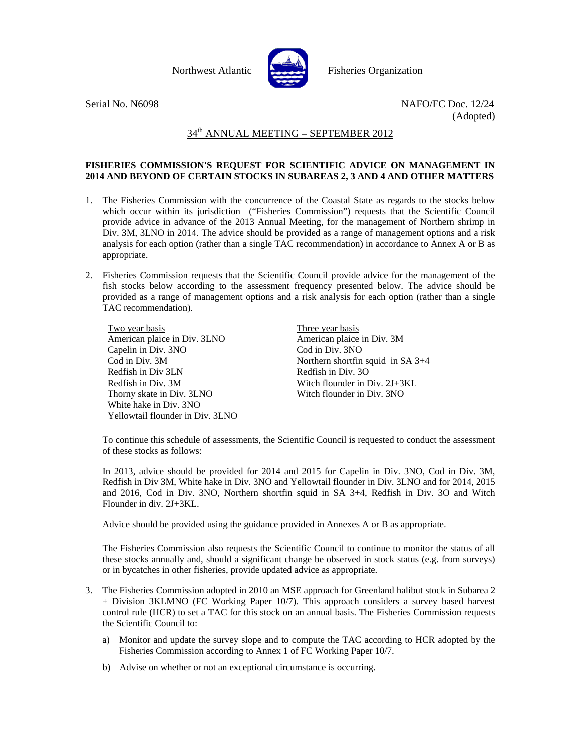Northwest Atlantic Fisheries Organization

Serial No. N6098 NAFO/FC Doc. 12/24
(Adopted)

## 34th ANNUAL MEETING – SEPTEMBER 2012

**FISHERIES COMMISSION'S REQUEST FOR SCIENTIFIC ADVICE ON MANAGEMENT IN 2014 AND BEYOND OF CERTAIN STOCKS IN SUBAREAS 2, 3 AND 4 AND OTHER MATTERS**

1. The Fisheries Commission with the concurrence of the Coastal State as regards to the stocks below which occur within its jurisdiction ("Fisheries Commission") requests that the Scientific Council provide advice in advance of the 2013 Annual Meeting, for the management of Northern shrimp in Div. 3M, 3LNO in 2014. The advice should be provided as a range of management options and a risk analysis for each option (rather than a single TAC recommendation) in accordance to Annex A or B as appropriate.

2. Fisheries Commission requests that the Scientific Council provide advice for the management of the fish stocks below according to the assessment frequency presented below. The advice should be provided as a range of management options and a risk analysis for each option (rather than a single TAC recommendation).

| Two year basis | Three year basis |
|---|---|
| American plaice in Div. 3LNO | American plaice in Div. 3M |
| Capelin in Div. 3NO | Cod in Div. 3NO |
| Cod in Div. 3M | Northern shortfin squid in SA 3+4 |
| Redfish in Div 3LN | Redfish in Div. 3O |
| Redfish in Div. 3M | Witch flounder in Div. 2J+3KL |
| Thorny skate in Div. 3LNO | Witch flounder in Div. 3NO |
| White hake in Div. 3NO | |
| Yellowtail flounder in Div. 3LNO | |

   To continue this schedule of assessments, the Scientific Council is requested to conduct the assessment of these stocks as follows:

   In 2013, advice should be provided for 2014 and 2015 for Capelin in Div. 3NO, Cod in Div. 3M, Redfish in Div 3M, White hake in Div. 3NO and Yellowtail flounder in Div. 3LNO and for 2014, 2015 and 2016, Cod in Div. 3NO, Northern shortfin squid in SA 3+4, Redfish in Div. 3O and Witch Flounder in div. 2J+3KL.

   Advice should be provided using the guidance provided in Annexes A or B as appropriate.

   The Fisheries Commission also requests the Scientific Council to continue to monitor the status of all these stocks annually and, should a significant change be observed in stock status (e.g. from surveys) or in bycatches in other fisheries, provide updated advice as appropriate.

3. The Fisheries Commission adopted in 2010 an MSE approach for Greenland halibut stock in Subarea 2 + Division 3KLMNO (FC Working Paper 10/7). This approach considers a survey based harvest control rule (HCR) to set a TAC for this stock on an annual basis. The Fisheries Commission requests the Scientific Council to:

   a) Monitor and update the survey slope and to compute the TAC according to HCR adopted by the Fisheries Commission according to Annex 1 of FC Working Paper 10/7.

   b) Advise on whether or not an exceptional circumstance is occurring.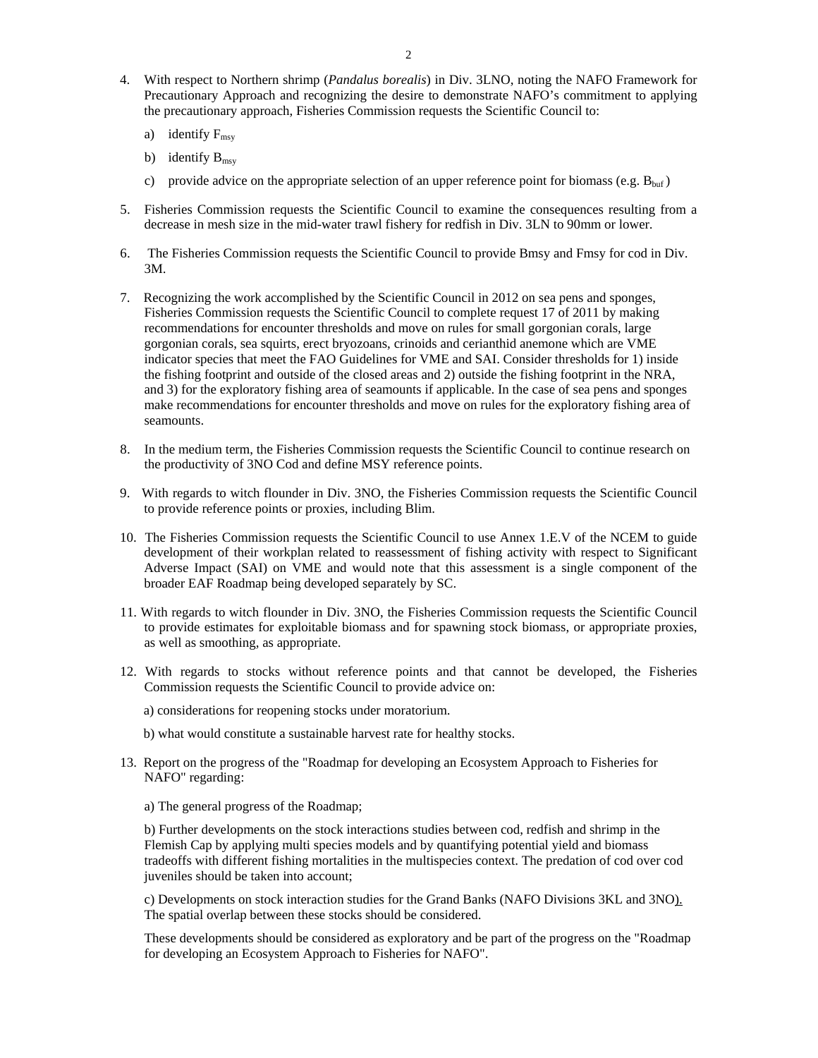4. With respect to Northern shrimp (*Pandalus borealis*) in Div. 3LNO, noting the NAFO Framework for Precautionary Approach and recognizing the desire to demonstrate NAFO's commitment to applying the precautionary approach, Fisheries Commission requests the Scientific Council to:

   a) identify $F_{msy}$

   b) identify $B_{msy}$

   c) provide advice on the appropriate selection of an upper reference point for biomass (e.g. $B_{buf}$ )

5. Fisheries Commission requests the Scientific Council to examine the consequences resulting from a decrease in mesh size in the mid-water trawl fishery for redfish in Div. 3LN to 90mm or lower.

6. The Fisheries Commission requests the Scientific Council to provide Bmsy and Fmsy for cod in Div. 3M.

7. Recognizing the work accomplished by the Scientific Council in 2012 on sea pens and sponges, Fisheries Commission requests the Scientific Council to complete request 17 of 2011 by making recommendations for encounter thresholds and move on rules for small gorgonian corals, large gorgonian corals, sea squirts, erect bryozoans, crinoids and cerianthid anemone which are VME indicator species that meet the FAO Guidelines for VME and SAI. Consider thresholds for 1) inside the fishing footprint and outside of the closed areas and 2) outside the fishing footprint in the NRA, and 3) for the exploratory fishing area of seamounts if applicable. In the case of sea pens and sponges make recommendations for encounter thresholds and move on rules for the exploratory fishing area of seamounts.

8. In the medium term, the Fisheries Commission requests the Scientific Council to continue research on the productivity of 3NO Cod and define MSY reference points.

9. With regards to witch flounder in Div. 3NO, the Fisheries Commission requests the Scientific Council to provide reference points or proxies, including Blim.

10. The Fisheries Commission requests the Scientific Council to use Annex 1.E.V of the NCEM to guide development of their workplan related to reassessment of fishing activity with respect to Significant Adverse Impact (SAI) on VME and would note that this assessment is a single component of the broader EAF Roadmap being developed separately by SC.

11. With regards to witch flounder in Div. 3NO, the Fisheries Commission requests the Scientific Council to provide estimates for exploitable biomass and for spawning stock biomass, or appropriate proxies, as well as smoothing, as appropriate.

12. With regards to stocks without reference points and that cannot be developed, the Fisheries Commission requests the Scientific Council to provide advice on:

    a) considerations for reopening stocks under moratorium.

    b) what would constitute a sustainable harvest rate for healthy stocks.

13. Report on the progress of the "Roadmap for developing an Ecosystem Approach to Fisheries for NAFO" regarding:

    a) The general progress of the Roadmap;

    b) Further developments on the stock interactions studies between cod, redfish and shrimp in the Flemish Cap by applying multi species models and by quantifying potential yield and biomass tradeoffs with different fishing mortalities in the multispecies context. The predation of cod over cod juveniles should be taken into account;

    c) Developments on stock interaction studies for the Grand Banks (NAFO Divisions 3KL and 3NO). The spatial overlap between these stocks should be considered.

    These developments should be considered as exploratory and be part of the progress on the "Roadmap for developing an Ecosystem Approach to Fisheries for NAFO".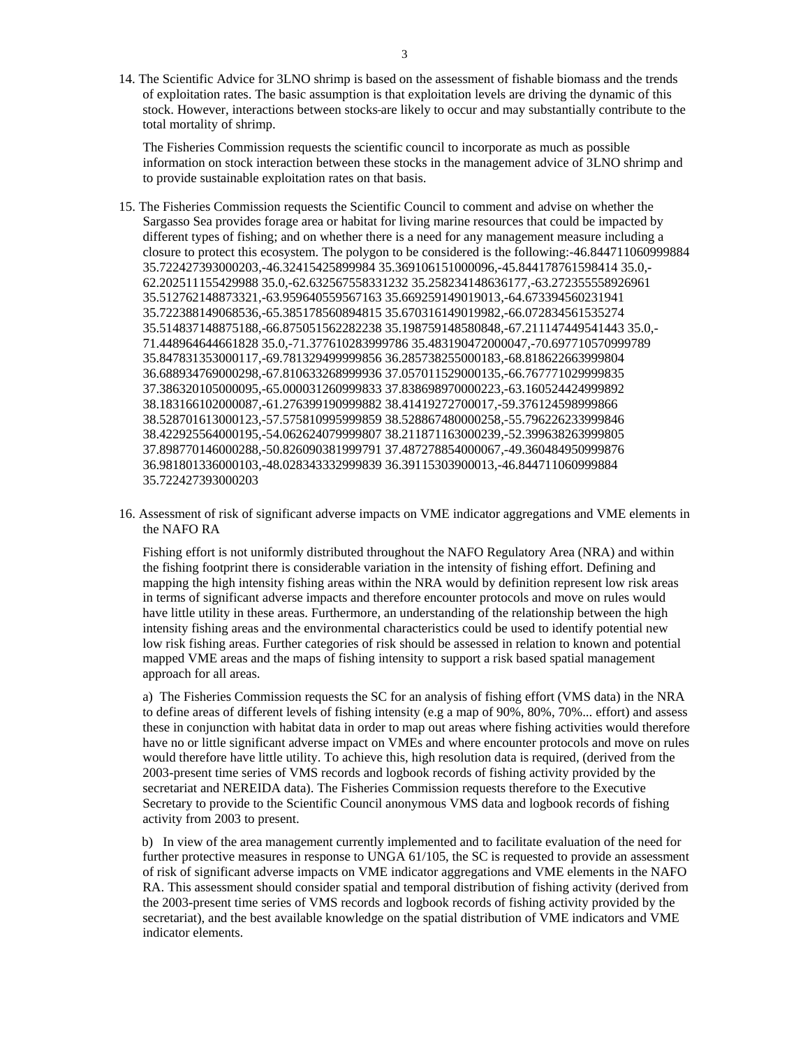14. The Scientific Advice for 3LNO shrimp is based on the assessment of fishable biomass and the trends of exploitation rates. The basic assumption is that exploitation levels are driving the dynamic of this stock. However, interactions between stocks are likely to occur and may substantially contribute to the total mortality of shrimp.

    The Fisheries Commission requests the scientific council to incorporate as much as possible information on stock interaction between these stocks in the management advice of 3LNO shrimp and to provide sustainable exploitation rates on that basis.

15. The Fisheries Commission requests the Scientific Council to comment and advise on whether the Sargasso Sea provides forage area or habitat for living marine resources that could be impacted by different types of fishing; and on whether there is a need for any management measure including a closure to protect this ecosystem. The polygon to be considered is the following:-46.844711060999884 35.722427393000203,-46.32415425899984 35.369106151000096,-45.844178761598414 35.0,-62.202511155429988 35.0,-62.632567558331232 35.258234148636177,-63.272355558926961 35.512762148873321,-63.959640559567163 35.669259149019013,-64.673394560231941 35.722388149068536,-65.385178560894815 35.670316149019982,-66.072834561535274 35.514837148875188,-66.875051562282238 35.198759148580848,-67.211147449541443 35.0,-71.448964644661828 35.0,-71.377610283999786 35.483190472000047,-70.697710570999789 35.847831353000117,-69.781329499999856 36.285738255000183,-68.818622663999804 36.688934769000298,-67.810633268999936 37.057011529000135,-66.767771029999835 37.386320105000095,-65.000031260999833 37.838698970000223,-63.160524424999892 38.183166102000087,-61.276399190999882 38.41419272700017,-59.376124598999866 38.528701613000123,-57.575810995999859 38.528867480000258,-55.796226233999846 38.422925564000195,-54.062624079999807 38.211871163000239,-52.399638263999805 37.898770146000288,-50.826090381999791 37.487278854000067,-49.360484950999876 36.981801336000103,-48.028343332999839 36.39115303900013,-46.844711060999884 35.722427393000203

16. Assessment of risk of significant adverse impacts on VME indicator aggregations and VME elements in the NAFO RA

    Fishing effort is not uniformly distributed throughout the NAFO Regulatory Area (NRA) and within the fishing footprint there is considerable variation in the intensity of fishing effort. Defining and mapping the high intensity fishing areas within the NRA would by definition represent low risk areas in terms of significant adverse impacts and therefore encounter protocols and move on rules would have little utility in these areas. Furthermore, an understanding of the relationship between the high intensity fishing areas and the environmental characteristics could be used to identify potential new low risk fishing areas. Further categories of risk should be assessed in relation to known and potential mapped VME areas and the maps of fishing intensity to support a risk based spatial management approach for all areas.

    a) The Fisheries Commission requests the SC for an analysis of fishing effort (VMS data) in the NRA to define areas of different levels of fishing intensity (e.g a map of 90%, 80%, 70%... effort) and assess these in conjunction with habitat data in order to map out areas where fishing activities would therefore have no or little significant adverse impact on VMEs and where encounter protocols and move on rules would therefore have little utility. To achieve this, high resolution data is required, (derived from the 2003-present time series of VMS records and logbook records of fishing activity provided by the secretariat and NEREIDA data). The Fisheries Commission requests therefore to the Executive Secretary to provide to the Scientific Council anonymous VMS data and logbook records of fishing activity from 2003 to present.

    b) In view of the area management currently implemented and to facilitate evaluation of the need for further protective measures in response to UNGA 61/105, the SC is requested to provide an assessment of risk of significant adverse impacts on VME indicator aggregations and VME elements in the NAFO RA. This assessment should consider spatial and temporal distribution of fishing activity (derived from the 2003-present time series of VMS records and logbook records of fishing activity provided by the secretariat), and the best available knowledge on the spatial distribution of VME indicators and VME indicator elements.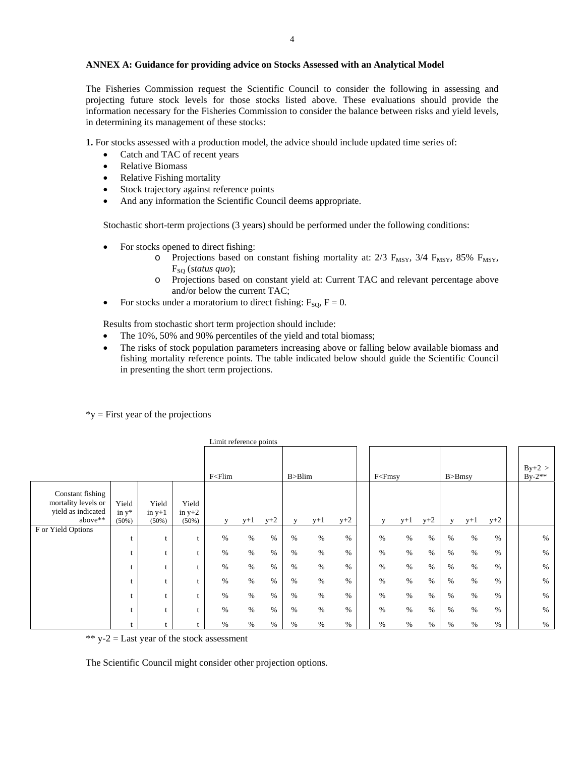**ANNEX A: Guidance for providing advice on Stocks Assessed with an Analytical Model**

The Fisheries Commission request the Scientific Council to consider the following in assessing and projecting future stock levels for those stocks listed above. These evaluations should provide the information necessary for the Fisheries Commission to consider the balance between risks and yield levels, in determining its management of these stocks:

**1.** For stocks assessed with a production model, the advice should include updated time series of:

- Catch and TAC of recent years
- Relative Biomass
- Relative Fishing mortality
- Stock trajectory against reference points
- And any information the Scientific Council deems appropriate.

Stochastic short-term projections (3 years) should be performed under the following conditions:

- For stocks opened to direct fishing:
  - Projections based on constant fishing mortality at: 2/3 $F_{MSY}$, 3/4 $F_{MSY}$, 85% $F_{MSY}$, $F_{SQ}$ (*status quo*);
  - Projections based on constant yield at: Current TAC and relevant percentage above and/or below the current TAC;
- For stocks under a moratorium to direct fishing: $F_{SQ}$, F = 0.

Results from stochastic short term projection should include:

- The 10%, 50% and 90% percentiles of the yield and total biomass;
- The risks of stock population parameters increasing above or falling below available biomass and fishing mortality reference points. The table indicated below should guide the Scientific Council in presenting the short term projections.

*y = First year of the projections

| | | | | Limit reference points | | | | | | | | | | | | |
|---|---|---|---|---|---|---|---|---|---|---|---|---|---|---|---|---|
| | | | | F<Flim | | | B>Blim | | | F<Fmsy | | | B>Bmsy | | | By+2 > By-2** |
| Constant fishing mortality levels or yield as indicated above** | Yield in y* (50%) | Yield in y+1 (50%) | Yield in y+2 (50%) | y | y+1 | y+2 | y | y+1 | y+2 | y | y+1 | y+2 | y | y+1 | y+2 | |
| F or Yield Options | t | t | t | % | % | % | % | % | % | % | % | % | % | % | % | % |
| | t | t | t | % | % | % | % | % | % | % | % | % | % | % | % | % |
| | t | t | t | % | % | % | % | % | % | % | % | % | % | % | % | % |
| | t | t | t | % | % | % | % | % | % | % | % | % | % | % | % | % |
| | t | t | t | % | % | % | % | % | % | % | % | % | % | % | % | % |
| | t | t | t | % | % | % | % | % | % | % | % | % | % | % | % | % |
| | t | t | t | % | % | % | % | % | % | % | % | % | % | % | % | % |

** y-2 = Last year of the stock assessment

The Scientific Council might consider other projection options.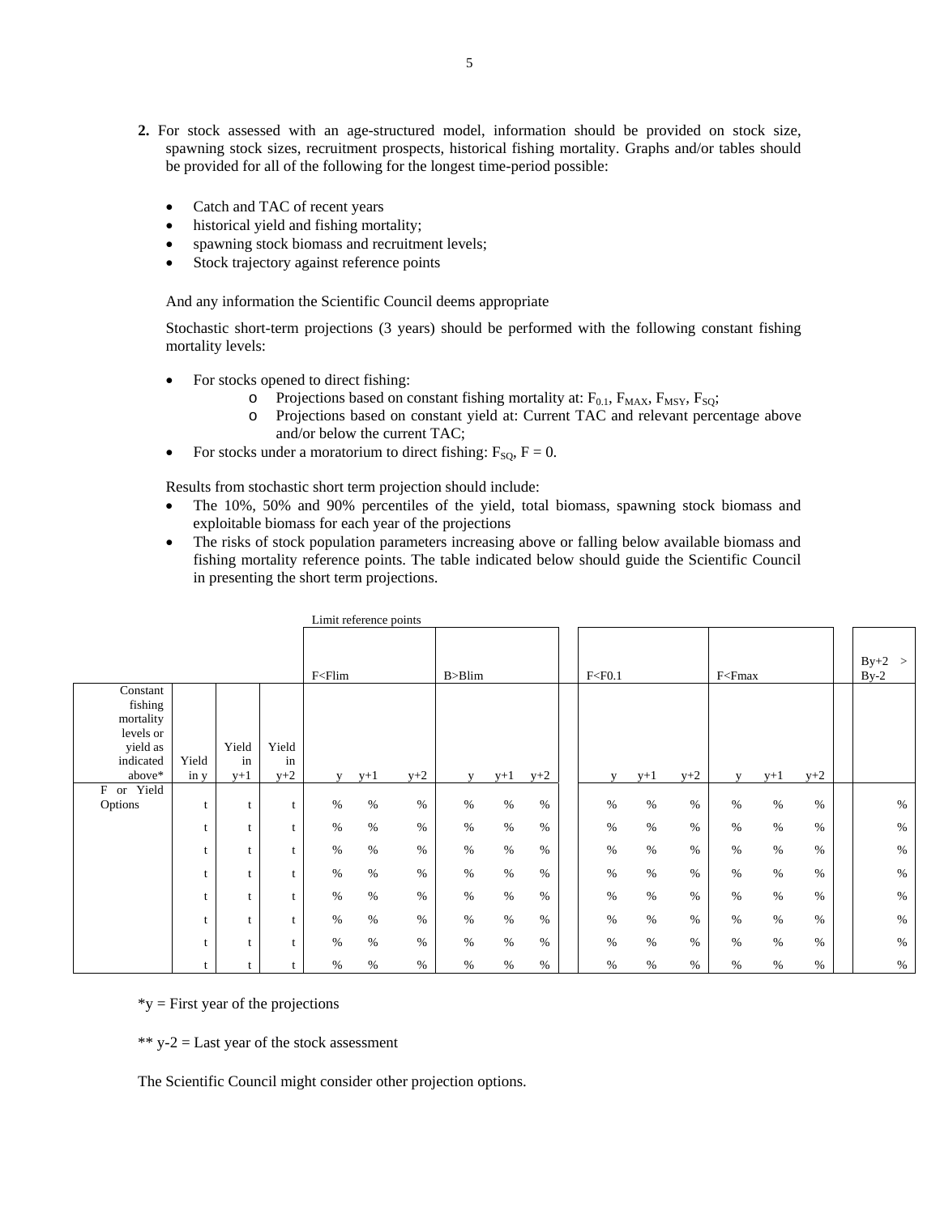2. For stock assessed with an age-structured model, information should be provided on stock size, spawning stock sizes, recruitment prospects, historical fishing mortality. Graphs and/or tables should be provided for all of the following for the longest time-period possible:

   - Catch and TAC of recent years
   - historical yield and fishing mortality;
   - spawning stock biomass and recruitment levels;
   - Stock trajectory against reference points

   And any information the Scientific Council deems appropriate

   Stochastic short-term projections (3 years) should be performed with the following constant fishing mortality levels:

   - For stocks opened to direct fishing:
     - Projections based on constant fishing mortality at: $F_{0.1}$, $F_{MAX}$, $F_{MSY}$, $F_{SQ}$;
     - Projections based on constant yield at: Current TAC and relevant percentage above and/or below the current TAC;
   - For stocks under a moratorium to direct fishing: $F_{SQ}$, F = 0.

   Results from stochastic short term projection should include:
   - The 10%, 50% and 90% percentiles of the yield, total biomass, spawning stock biomass and exploitable biomass for each year of the projections
   - The risks of stock population parameters increasing above or falling below available biomass and fishing mortality reference points. The table indicated below should guide the Scientific Council in presenting the short term projections.

| | | | | Limit reference points | | | | | | | | | | | | |
|---|---|---|---|---|---|---|---|---|---|---|---|---|---|---|---|---|
| | | | | F<Flim | | | B>Blim | | | F<F0.1 | | | F<Fmax | | | By+2 > By-2 |
| Constant fishing mortality levels or yield as indicated above* | Yield in y | Yield in y+1 | Yield in y+2 | y | y+1 | y+2 | y | y+1 | y+2 | y | y+1 | y+2 | y | y+1 | y+2 | |
| F or Yield Options | t | t | t | % | % | % | % | % | % | % | % | % | % | % | % | % |
| | t | t | t | % | % | % | % | % | % | % | % | % | % | % | % | % |
| | t | t | t | % | % | % | % | % | % | % | % | % | % | % | % | % |
| | t | t | t | % | % | % | % | % | % | % | % | % | % | % | % | % |
| | t | t | t | % | % | % | % | % | % | % | % | % | % | % | % | % |
| | t | t | t | % | % | % | % | % | % | % | % | % | % | % | % | % |
| | t | t | t | % | % | % | % | % | % | % | % | % | % | % | % | % |
| | t | t | t | % | % | % | % | % | % | % | % | % | % | % | % | % |

*y = First year of the projections

** y-2 = Last year of the stock assessment

The Scientific Council might consider other projection options.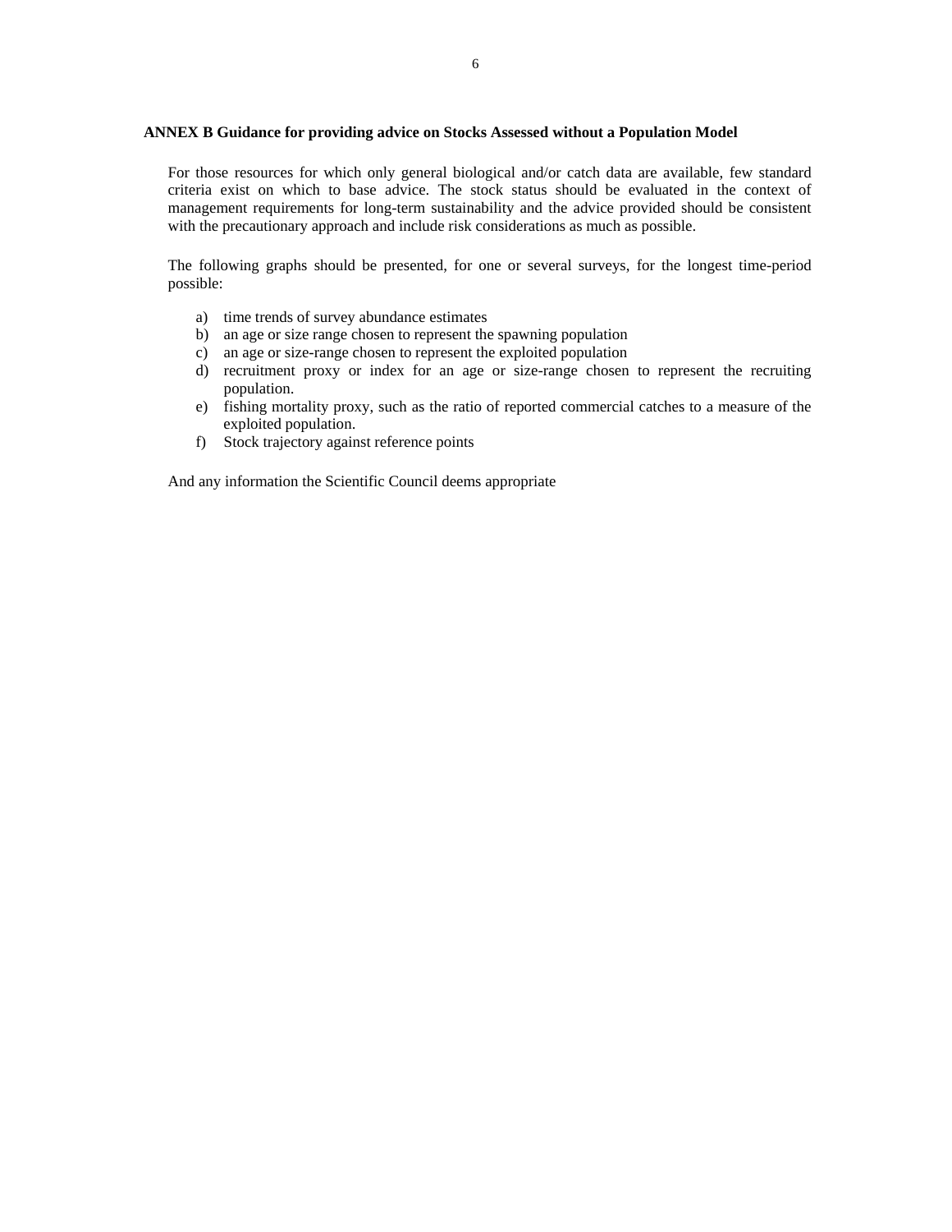**ANNEX B Guidance for providing advice on Stocks Assessed without a Population Model**

For those resources for which only general biological and/or catch data are available, few standard criteria exist on which to base advice. The stock status should be evaluated in the context of management requirements for long-term sustainability and the advice provided should be consistent with the precautionary approach and include risk considerations as much as possible.

The following graphs should be presented, for one or several surveys, for the longest time-period possible:

a) time trends of survey abundance estimates
b) an age or size range chosen to represent the spawning population
c) an age or size-range chosen to represent the exploited population
d) recruitment proxy or index for an age or size-range chosen to represent the recruiting population.
e) fishing mortality proxy, such as the ratio of reported commercial catches to a measure of the exploited population.
f) Stock trajectory against reference points

And any information the Scientific Council deems appropriate